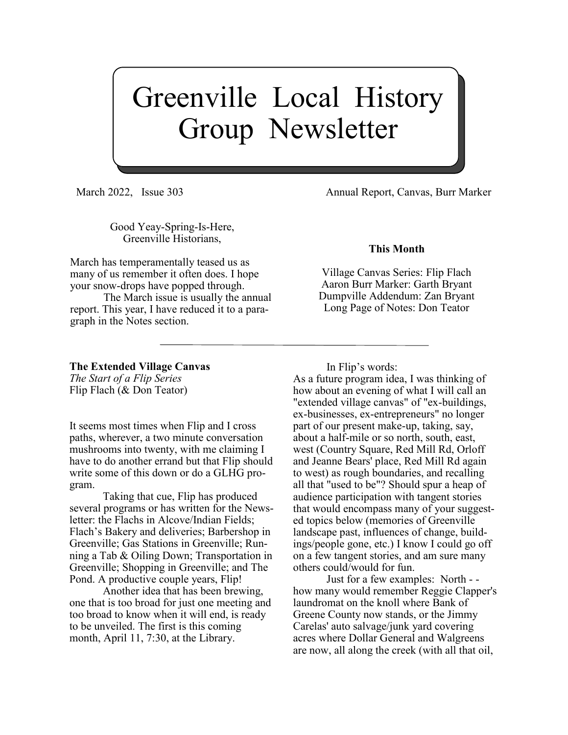# Greenville Local History Group Newsletter

March 2022, Issue 303

Annual Report, Canvas, Burr Marker

Good Yeay-Spring-Is-Here,
Greenville Historians,

March has temperamentally teased us as many of us remember it often does. I hope your snow-drops have popped through.

The March issue is usually the annual report. This year, I have reduced it to a paragraph in the Notes section.

**This Month**

Village Canvas Series: Flip Flach
Aaron Burr Marker: Garth Bryant
Dumpville Addendum: Zan Bryant
Long Page of Notes: Don Teator

---

**The Extended Village Canvas**
*The Start of a Flip Series*
Flip Flach (& Don Teator)

It seems most times when Flip and I cross paths, wherever, a two minute conversation mushrooms into twenty, with me claiming I have to do another errand but that Flip should write some of this down or do a GLHG program.

Taking that cue, Flip has produced several programs or has written for the Newsletter: the Flachs in Alcove/Indian Fields; Flach's Bakery and deliveries; Barbershop in Greenville; Gas Stations in Greenville; Running a Tab & Oiling Down; Transportation in Greenville; Shopping in Greenville; and The Pond. A productive couple years, Flip!

Another idea that has been brewing, one that is too broad for just one meeting and too broad to know when it will end, is ready to be unveiled. The first is this coming month, April 11, 7:30, at the Library.

In Flip's words:
As a future program idea, I was thinking of how about an evening of what I will call an "extended village canvas" of "ex-buildings, ex-businesses, ex-entrepreneurs" no longer part of our present make-up, taking, say, about a half-mile or so north, south, east, west (Country Square, Red Mill Rd, Orloff and Jeanne Bears' place, Red Mill Rd again to west) as rough boundaries, and recalling all that "used to be"? Should spur a heap of audience participation with tangent stories that would encompass many of your suggested topics below (memories of Greenville landscape past, influences of change, buildings/people gone, etc.) I know I could go off on a few tangent stories, and am sure many others could/would for fun.

Just for a few examples: North - - how many would remember Reggie Clapper's laundromat on the knoll where Bank of Greene County now stands, or the Jimmy Carelas' auto salvage/junk yard covering acres where Dollar General and Walgreens are now, all along the creek (with all that oil,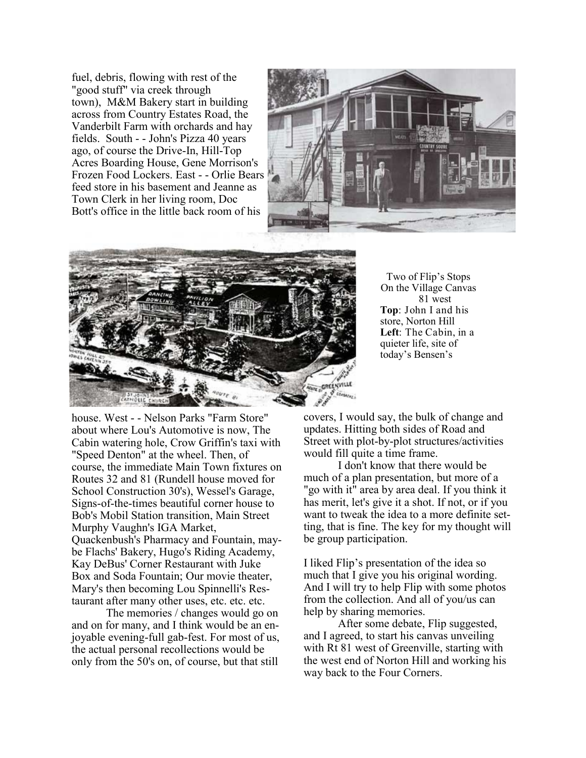fuel, debris, flowing with rest of the "good stuff" via creek through town), M&M Bakery start in building across from Country Estates Road, the Vanderbilt Farm with orchards and hay fields. South - - John's Pizza 40 years ago, of course the Drive-In, Hill-Top Acres Boarding House, Gene Morrison's Frozen Food Lockers. East - - Orlie Bears feed store in his basement and Jeanne as Town Clerk in her living room, Doc Bott's office in the little back room of his house. West - - Nelson Parks "Farm Store" about where Lou's Automotive is now, The Cabin watering hole, Crow Griffin's taxi with "Speed Denton" at the wheel. Then, of course, the immediate Main Town fixtures on Routes 32 and 81 (Rundell house moved for School Construction 30's), Wessel's Garage, Signs-of-the-times beautiful corner house to Bob's Mobil Station transition, Main Street Murphy Vaughn's IGA Market, Quackenbush's Pharmacy and Fountain, maybe Flachs' Bakery, Hugo's Riding Academy, Kay DeBus' Corner Restaurant with Juke Box and Soda Fountain; Our movie theater, Mary's then becoming Lou Spinnelli's Restaurant after many other uses, etc. etc. etc.

The memories / changes would go on and on for many, and I think would be an enjoyable evening-full gab-fest. For most of us, the actual personal recollections would be only from the 50's on, of course, but that still covers, I would say, the bulk of change and updates. Hitting both sides of Road and Street with plot-by-plot structures/activities would fill quite a time frame.

I don't know that there would be much of a plan presentation, but more of a "go with it" area by area deal. If you think it has merit, let's give it a shot. If not, or if you want to tweak the idea to a more definite setting, that is fine. The key for my thought will be group participation.

I liked Flip's presentation of the idea so much that I give you his original wording. And I will try to help Flip with some photos from the collection. And all of you/us can help by sharing memories.

After some debate, Flip suggested, and I agreed, to start his canvas unveiling with Rt 81 west of Greenville, starting with the west end of Norton Hill and working his way back to the Four Corners.

Two of Flip's Stops On the Village Canvas 81 west
**Top**: John I and his store, Norton Hill
**Left**: The Cabin, in a quieter life, site of today's Bensen's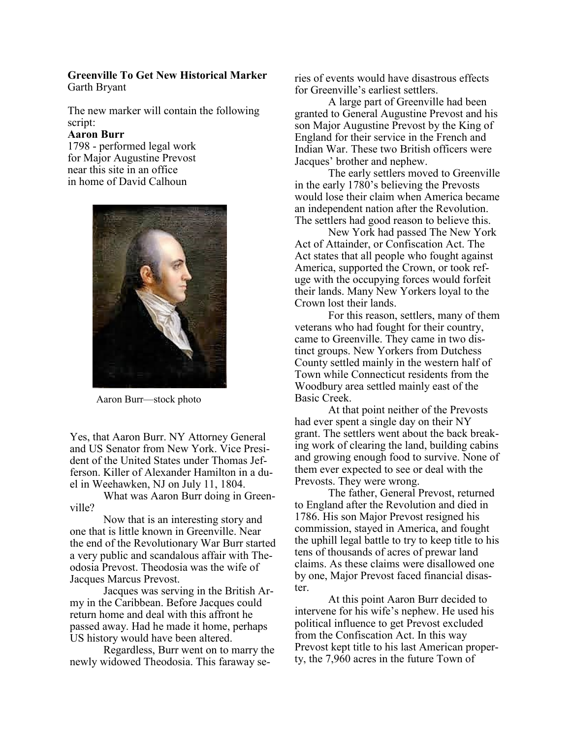**Greenville To Get New Historical Marker**
Garth Bryant

The new marker will contain the following script:

**Aaron Burr**
1798 - performed legal work
for Major Augustine Prevost
near this site in an office
in home of David Calhoun

Aaron Burr—stock photo

Yes, that Aaron Burr. NY Attorney General and US Senator from New York. Vice President of the United States under Thomas Jefferson. Killer of Alexander Hamilton in a duel in Weehawken, NJ on July 11, 1804.

What was Aaron Burr doing in Greenville?

Now that is an interesting story and one that is little known in Greenville. Near the end of the Revolutionary War Burr started a very public and scandalous affair with Theodosia Prevost. Theodosia was the wife of Jacques Marcus Prevost.

Jacques was serving in the British Army in the Caribbean. Before Jacques could return home and deal with this affront he passed away. Had he made it home, perhaps US history would have been altered.

Regardless, Burr went on to marry the newly widowed Theodosia. This faraway series of events would have disastrous effects for Greenville's earliest settlers.

A large part of Greenville had been granted to General Augustine Prevost and his son Major Augustine Prevost by the King of England for their service in the French and Indian War. These two British officers were Jacques' brother and nephew.

The early settlers moved to Greenville in the early 1780's believing the Prevosts would lose their claim when America became an independent nation after the Revolution. The settlers had good reason to believe this.

New York had passed The New York Act of Attainder, or Confiscation Act. The Act states that all people who fought against America, supported the Crown, or took refuge with the occupying forces would forfeit their lands. Many New Yorkers loyal to the Crown lost their lands.

For this reason, settlers, many of them veterans who had fought for their country, came to Greenville. They came in two distinct groups. New Yorkers from Dutchess County settled mainly in the western half of Town while Connecticut residents from the Woodbury area settled mainly east of the Basic Creek.

At that point neither of the Prevosts had ever spent a single day on their NY grant. The settlers went about the back breaking work of clearing the land, building cabins and growing enough food to survive. None of them ever expected to see or deal with the Prevosts. They were wrong.

The father, General Prevost, returned to England after the Revolution and died in 1786. His son Major Prevost resigned his commission, stayed in America, and fought the uphill legal battle to try to keep title to his tens of thousands of acres of prewar land claims. As these claims were disallowed one by one, Major Prevost faced financial disaster.

At this point Aaron Burr decided to intervene for his wife's nephew. He used his political influence to get Prevost excluded from the Confiscation Act. In this way Prevost kept title to his last American property, the 7,960 acres in the future Town of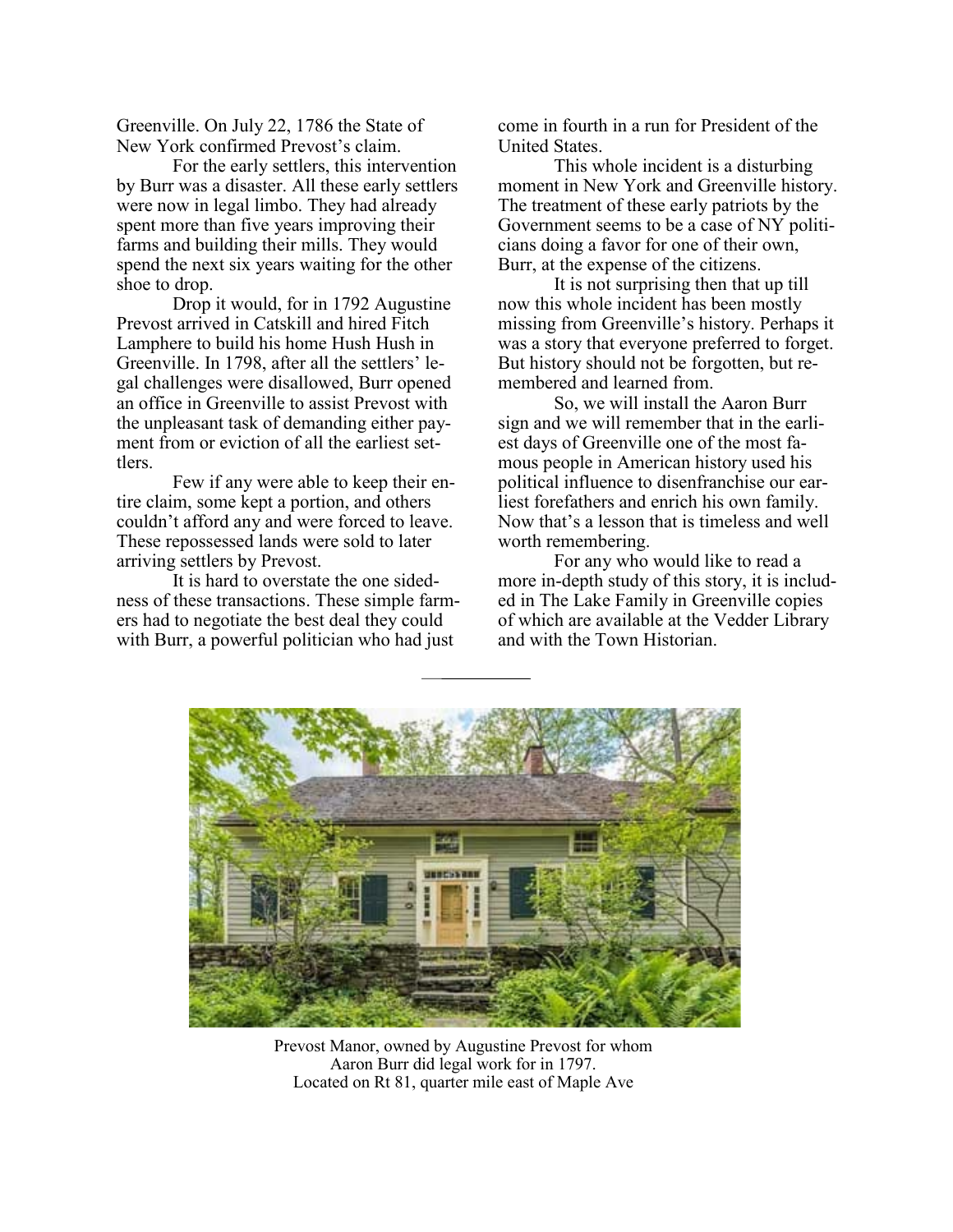Greenville. On July 22, 1786 the State of New York confirmed Prevost's claim.

For the early settlers, this intervention by Burr was a disaster. All these early settlers were now in legal limbo. They had already spent more than five years improving their farms and building their mills. They would spend the next six years waiting for the other shoe to drop.

Drop it would, for in 1792 Augustine Prevost arrived in Catskill and hired Fitch Lamphere to build his home Hush Hush in Greenville. In 1798, after all the settlers' legal challenges were disallowed, Burr opened an office in Greenville to assist Prevost with the unpleasant task of demanding either payment from or eviction of all the earliest settlers.

Few if any were able to keep their entire claim, some kept a portion, and others couldn't afford any and were forced to leave. These repossessed lands were sold to later arriving settlers by Prevost.

It is hard to overstate the one sidedness of these transactions. These simple farmers had to negotiate the best deal they could with Burr, a powerful politician who had just come in fourth in a run for President of the United States.

This whole incident is a disturbing moment in New York and Greenville history. The treatment of these early patriots by the Government seems to be a case of NY politicians doing a favor for one of their own, Burr, at the expense of the citizens.

It is not surprising then that up till now this whole incident has been mostly missing from Greenville's history. Perhaps it was a story that everyone preferred to forget. But history should not be forgotten, but remembered and learned from.

So, we will install the Aaron Burr sign and we will remember that in the earliest days of Greenville one of the most famous people in American history used his political influence to disenfranchise our earliest forefathers and enrich his own family. Now that's a lesson that is timeless and well worth remembering.

For any who would like to read a more in-depth study of this story, it is included in The Lake Family in Greenville copies of which are available at the Vedder Library and with the Town Historian.

---

Prevost Manor, owned by Augustine Prevost for whom Aaron Burr did legal work for in 1797.
Located on Rt 81, quarter mile east of Maple Ave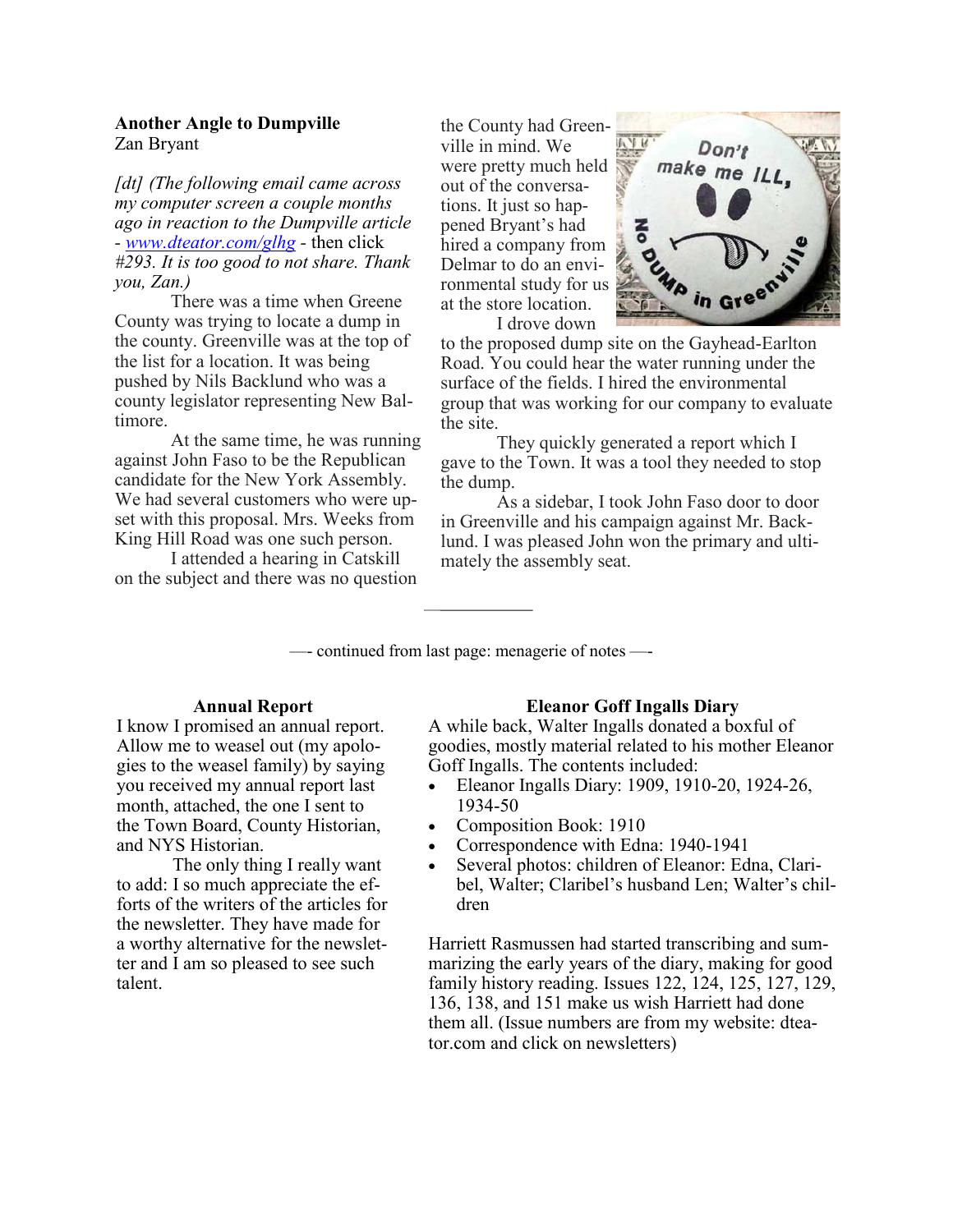**Another Angle to Dumpville**
Zan Bryant

*[dt] (The following email came across my computer screen a couple months ago in reaction to the Dumpville article - [www.dteator.com/glhg](www.dteator.com/glhg) - then click #293. It is too good to not share. Thank you, Zan.)*

There was a time when Greene County was trying to locate a dump in the county. Greenville was at the top of the list for a location. It was being pushed by Nils Backlund who was a county legislator representing New Baltimore.

At the same time, he was running against John Faso to be the Republican candidate for the New York Assembly. We had several customers who were upset with this proposal. Mrs. Weeks from King Hill Road was one such person.

I attended a hearing in Catskill on the subject and there was no question the County had Greenville in mind. We were pretty much held out of the conversations. It just so happened Bryant's had hired a company from Delmar to do an environmental study for us at the store location.

I drove down to the proposed dump site on the Gayhead-Earlton Road. You could hear the water running under the surface of the fields. I hired the environmental group that was working for our company to evaluate the site.

They quickly generated a report which I gave to the Town. It was a tool they needed to stop the dump.

As a sidebar, I took John Faso door to door in Greenville and his campaign against Mr. Backlund. I was pleased John won the primary and ultimately the assembly seat.

—- continued from last page: menagerie of notes —-

**Annual Report**

I know I promised an annual report. Allow me to weasel out (my apologies to the weasel family) by saying you received my annual report last month, attached, the one I sent to the Town Board, County Historian, and NYS Historian.

The only thing I really want to add: I so much appreciate the efforts of the writers of the articles for the newsletter. They have made for a worthy alternative for the newsletter and I am so pleased to see such talent.

**Eleanor Goff Ingalls Diary**

A while back, Walter Ingalls donated a boxful of goodies, mostly material related to his mother Eleanor Goff Ingalls. The contents included:

- Eleanor Ingalls Diary: 1909, 1910-20, 1924-26, 1934-50
- Composition Book: 1910
- Correspondence with Edna: 1940-1941
- Several photos: children of Eleanor: Edna, Claribel, Walter; Claribel's husband Len; Walter's children

Harriett Rasmussen had started transcribing and summarizing the early years of the diary, making for good family history reading. Issues 122, 124, 125, 127, 129, 136, 138, and 151 make us wish Harriett had done them all. (Issue numbers are from my website: dteator.com and click on newsletters)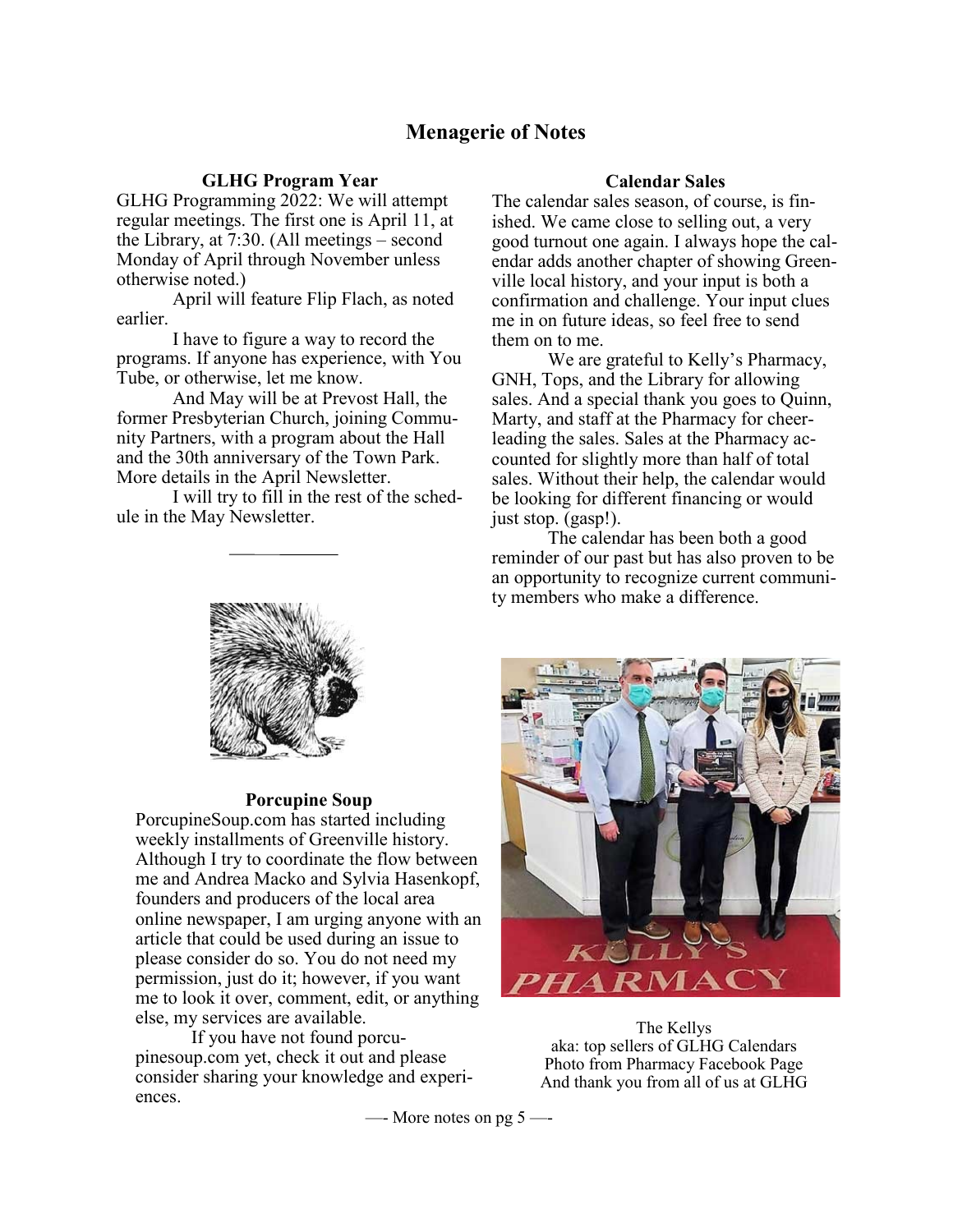# Menagerie of Notes

### GLHG Program Year

GLHG Programming 2022: We will attempt regular meetings. The first one is April 11, at the Library, at 7:30. (All meetings – second Monday of April through November unless otherwise noted.)

April will feature Flip Flach, as noted earlier.

I have to figure a way to record the programs. If anyone has experience, with You Tube, or otherwise, let me know.

And May will be at Prevost Hall, the former Presbyterian Church, joining Community Partners, with a program about the Hall and the 30th anniversary of the Town Park. More details in the April Newsletter.

I will try to fill in the rest of the schedule in the May Newsletter.

---

### Porcupine Soup

PorcupineSoup.com has started including weekly installments of Greenville history. Although I try to coordinate the flow between me and Andrea Macko and Sylvia Hasenkopf, founders and producers of the local area online newspaper, I am urging anyone with an article that could be used during an issue to please consider do so. You do not need my permission, just do it; however, if you want me to look it over, comment, edit, or anything else, my services are available.

If you have not found porcupinesoup.com yet, check it out and please consider sharing your knowledge and experiences.

### Calendar Sales

The calendar sales season, of course, is finished. We came close to selling out, a very good turnout one again. I always hope the calendar adds another chapter of showing Greenville local history, and your input is both a confirmation and challenge. Your input clues me in on future ideas, so feel free to send them on to me.

We are grateful to Kelly's Pharmacy, GNH, Tops, and the Library for allowing sales. And a special thank you goes to Quinn, Marty, and staff at the Pharmacy for cheerleading the sales. Sales at the Pharmacy accounted for slightly more than half of total sales. Without their help, the calendar would be looking for different financing or would just stop. (gasp!).

The calendar has been both a good reminder of our past but has also proven to be an opportunity to recognize current community members who make a difference.

The Kellys
aka: top sellers of GLHG Calendars
Photo from Pharmacy Facebook Page
And thank you from all of us at GLHG

—- More notes on pg 5 —-